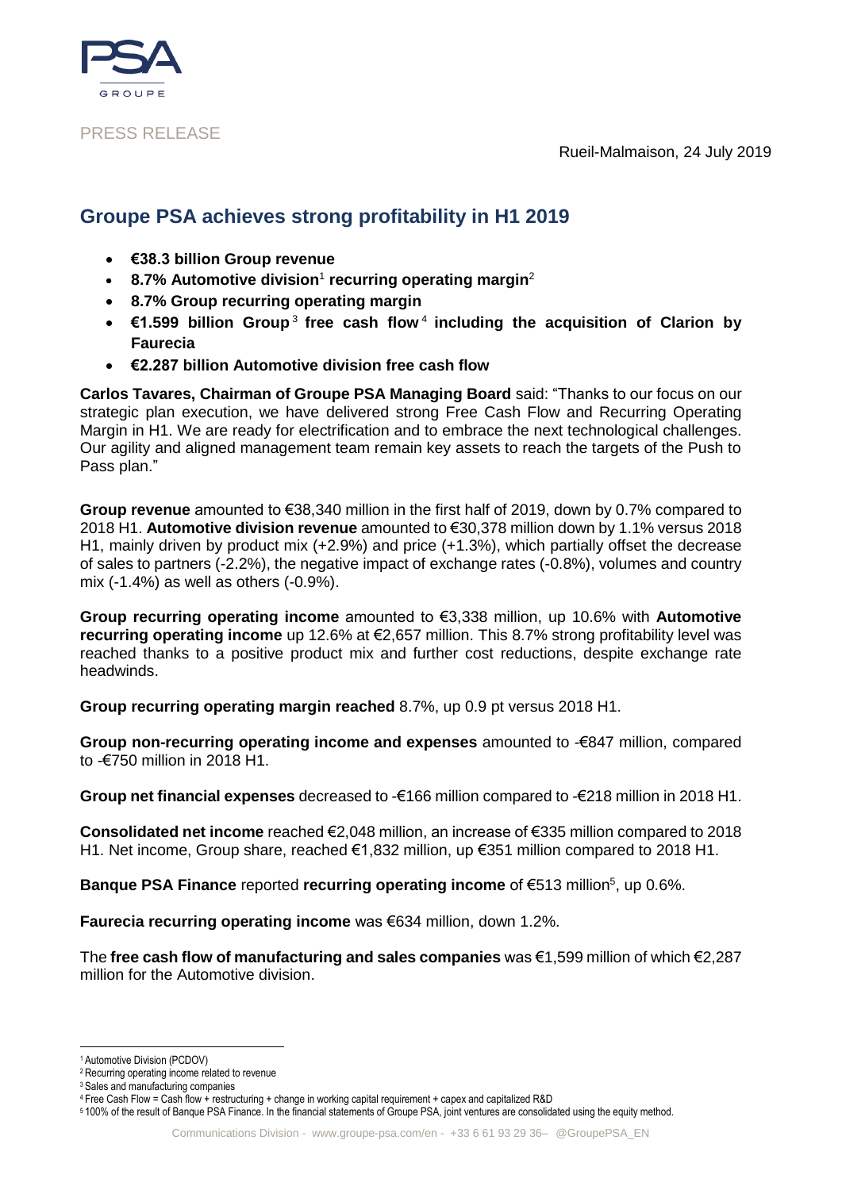PRESS RELEASE

Rueil-Malmaison, 24 July 2019

# Groupe PSA achieves strong profitability in H1 2019

- **€38.3 billion Group revenue**
- **8.7% Automotive division**[1] **recurring operating margin**[2]
- **8.7% Group recurring operating margin**
- **€1.599 billion Group**[3] **free cash flow**[4] **including the acquisition of Clarion by Faurecia**
- **€2.287 billion Automotive division free cash flow**

**Carlos Tavares, Chairman of Groupe PSA Managing Board** said: "Thanks to our focus on our strategic plan execution, we have delivered strong Free Cash Flow and Recurring Operating Margin in H1. We are ready for electrification and to embrace the next technological challenges. Our agility and aligned management team remain key assets to reach the targets of the Push to Pass plan."

**Group revenue** amounted to €38,340 million in the first half of 2019, down by 0.7% compared to 2018 H1. **Automotive division revenue** amounted to €30,378 million down by 1.1% versus 2018 H1, mainly driven by product mix (+2.9%) and price (+1.3%), which partially offset the decrease of sales to partners (-2.2%), the negative impact of exchange rates (-0.8%), volumes and country mix (-1.4%) as well as others (-0.9%).

**Group recurring operating income** amounted to €3,338 million, up 10.6% with **Automotive recurring operating income** up 12.6% at €2,657 million. This 8.7% strong profitability level was reached thanks to a positive product mix and further cost reductions, despite exchange rate headwinds.

**Group recurring operating margin reached** 8.7%, up 0.9 pt versus 2018 H1.

**Group non-recurring operating income and expenses** amounted to -€847 million, compared to -€750 million in 2018 H1.

**Group net financial expenses** decreased to -€166 million compared to -€218 million in 2018 H1.

**Consolidated net income** reached €2,048 million, an increase of €335 million compared to 2018 H1. Net income, Group share, reached €1,832 million, up €351 million compared to 2018 H1.

**Banque PSA Finance** reported **recurring operating income** of €513 million[5], up 0.6%.

**Faurecia recurring operating income** was €634 million, down 1.2%.

The **free cash flow of manufacturing and sales companies** was €1,599 million of which €2,287 million for the Automotive division.

---

[1] Automotive Division (PCDOV)

[2] Recurring operating income related to revenue

[3] Sales and manufacturing companies

[4] Free Cash Flow = Cash flow + restructuring + change in working capital requirement + capex and capitalized R&D

[5] 100% of the result of Banque PSA Finance. In the financial statements of Groupe PSA, joint ventures are consolidated using the equity method.

Communications Division - www.groupe-psa.com/en - +33 6 61 93 29 36– @GroupePSA_EN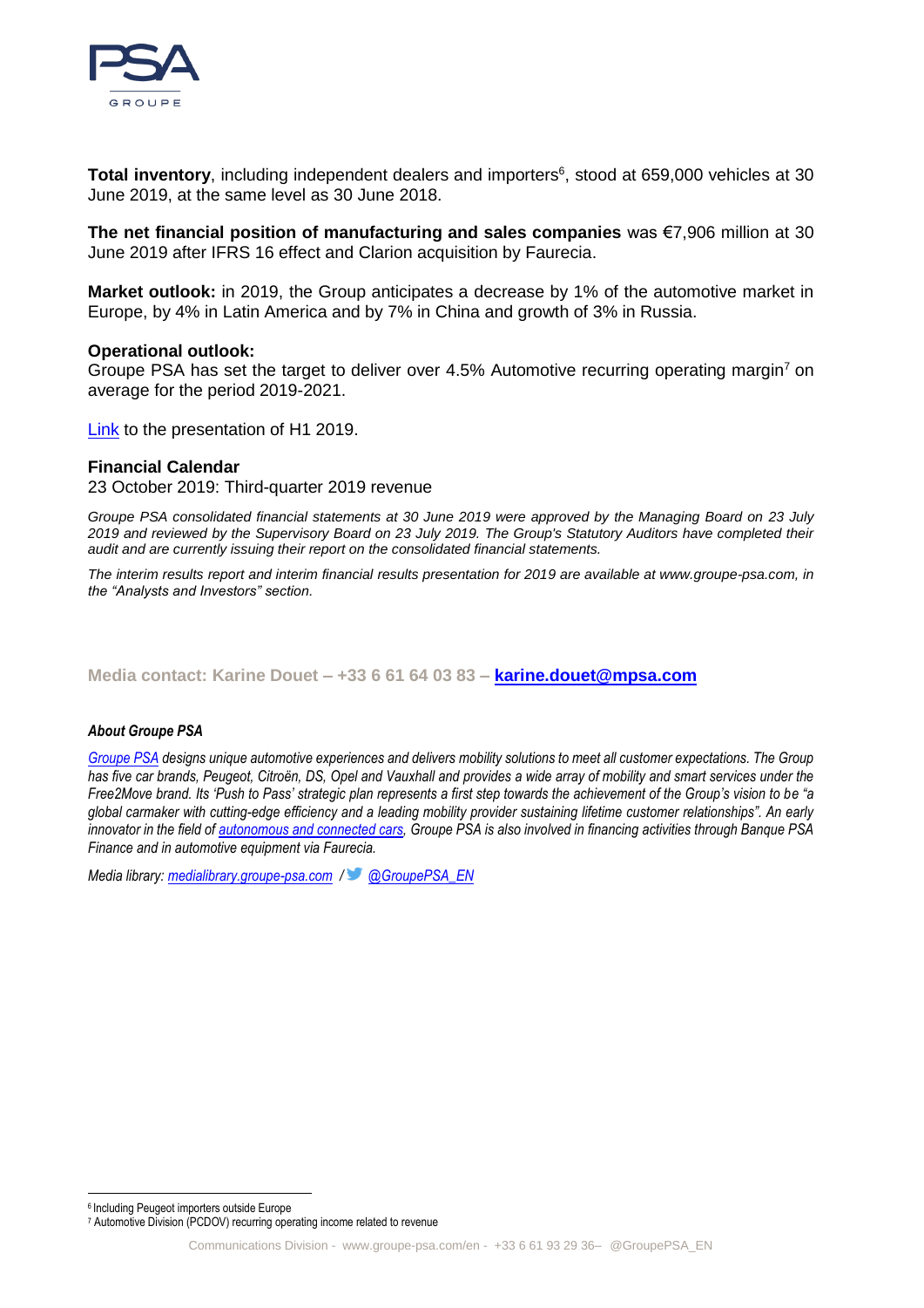**Total inventory**, including independent dealers and importers[6], stood at 659,000 vehicles at 30 June 2019, at the same level as 30 June 2018.

**The net financial position of manufacturing and sales companies** was €7,906 million at 30 June 2019 after IFRS 16 effect and Clarion acquisition by Faurecia.

**Market outlook:** in 2019, the Group anticipates a decrease by 1% of the automotive market in Europe, by 4% in Latin America and by 7% in China and growth of 3% in Russia.

**Operational outlook:**
Groupe PSA has set the target to deliver over 4.5% Automotive recurring operating margin[7] on average for the period 2019-2021.

Link to the presentation of H1 2019.

**Financial Calendar**
23 October 2019: Third-quarter 2019 revenue

*Groupe PSA consolidated financial statements at 30 June 2019 were approved by the Managing Board on 23 July 2019 and reviewed by the Supervisory Board on 23 July 2019. The Group's Statutory Auditors have completed their audit and are currently issuing their report on the consolidated financial statements.*

*The interim results report and interim financial results presentation for 2019 are available at www.groupe-psa.com, in the "Analysts and Investors" section.*

**Media contact: Karine Douet – +33 6 61 64 03 83 – karine.douet@mpsa.com**

***About Groupe PSA***

*Groupe PSA designs unique automotive experiences and delivers mobility solutions to meet all customer expectations. The Group has five car brands, Peugeot, Citroën, DS, Opel and Vauxhall and provides a wide array of mobility and smart services under the Free2Move brand. Its 'Push to Pass' strategic plan represents a first step towards the achievement of the Group's vision to be "a global carmaker with cutting-edge efficiency and a leading mobility provider sustaining lifetime customer relationships". An early innovator in the field of autonomous and connected cars, Groupe PSA is also involved in financing activities through Banque PSA Finance and in automotive equipment via Faurecia.*

*Media library: medialibrary.groupe-psa.com / @GroupePSA_EN*

[6] Including Peugeot importers outside Europe
[7] Automotive Division (PCDOV) recurring operating income related to revenue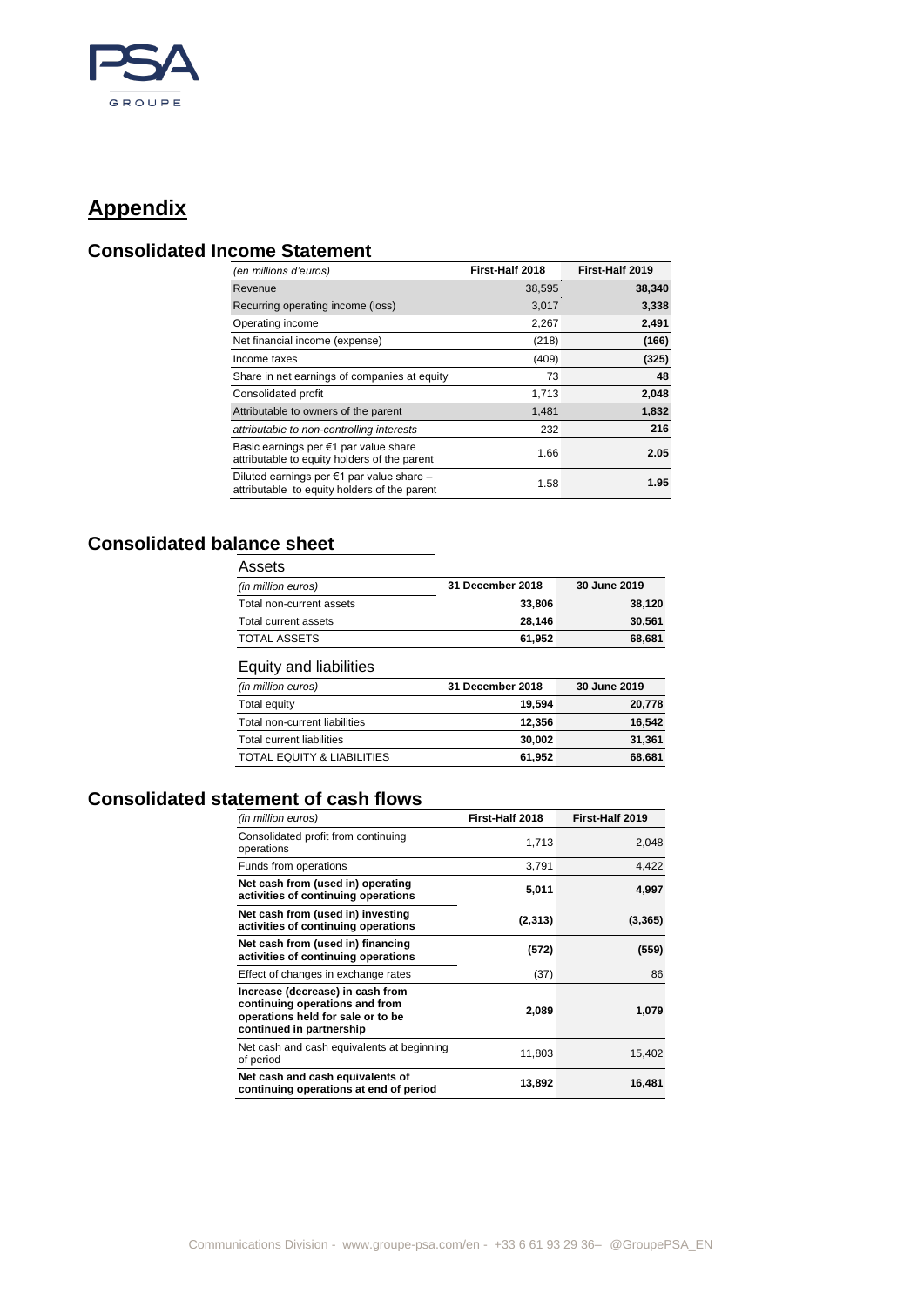# Appendix

## Consolidated Income Statement

| *(en millions d'euros)* | First-Half 2018 | First-Half 2019 |
|---|---|---|
| Revenue | 38,595 | **38,340** |
| Recurring operating income (loss) | 3,017 | **3,338** |
| Operating income | 2,267 | **2,491** |
| Net financial income (expense) | (218) | **(166)** |
| Income taxes | (409) | **(325)** |
| Share in net earnings of companies at equity | 73 | **48** |
| Consolidated profit | 1,713 | **2,048** |
| Attributable to owners of the parent | 1,481 | **1,832** |
| *attributable to non-controlling interests* | 232 | **216** |
| Basic earnings per €1 par value share attributable to equity holders of the parent | 1.66 | **2.05** |
| Diluted earnings per €1 par value share – attributable to equity holders of the parent | 1.58 | **1.95** |

## Consolidated balance sheet

Assets

| *(in million euros)* | 31 December 2018 | 30 June 2019 |
|---|---|---|
| Total non-current assets | **33,806** | **38,120** |
| Total current assets | **28,146** | **30,561** |
| TOTAL ASSETS | **61,952** | **68,681** |

Equity and liabilities

| *(in million euros)* | 31 December 2018 | 30 June 2019 |
|---|---|---|
| Total equity | **19,594** | **20,778** |
| Total non-current liabilities | **12,356** | **16,542** |
| Total current liabilities | **30,002** | **31,361** |
| TOTAL EQUITY & LIABILITIES | **61,952** | **68,681** |

## Consolidated statement of cash flows

| *(in million euros)* | First-Half 2018 | First-Half 2019 |
|---|---|---|
| Consolidated profit from continuing operations | 1,713 | 2,048 |
| Funds from operations | 3,791 | 4,422 |
| **Net cash from (used in) operating activities of continuing operations** | **5,011** | **4,997** |
| **Net cash from (used in) investing activities of continuing operations** | **(2,313)** | **(3,365)** |
| **Net cash from (used in) financing activities of continuing operations** | **(572)** | **(559)** |
| Effect of changes in exchange rates | (37) | 86 |
| **Increase (decrease) in cash from continuing operations and from operations held for sale or to be continued in partnership** | **2,089** | **1,079** |
| Net cash and cash equivalents at beginning of period | 11,803 | 15,402 |
| **Net cash and cash equivalents of continuing operations at end of period** | **13,892** | **16,481** |